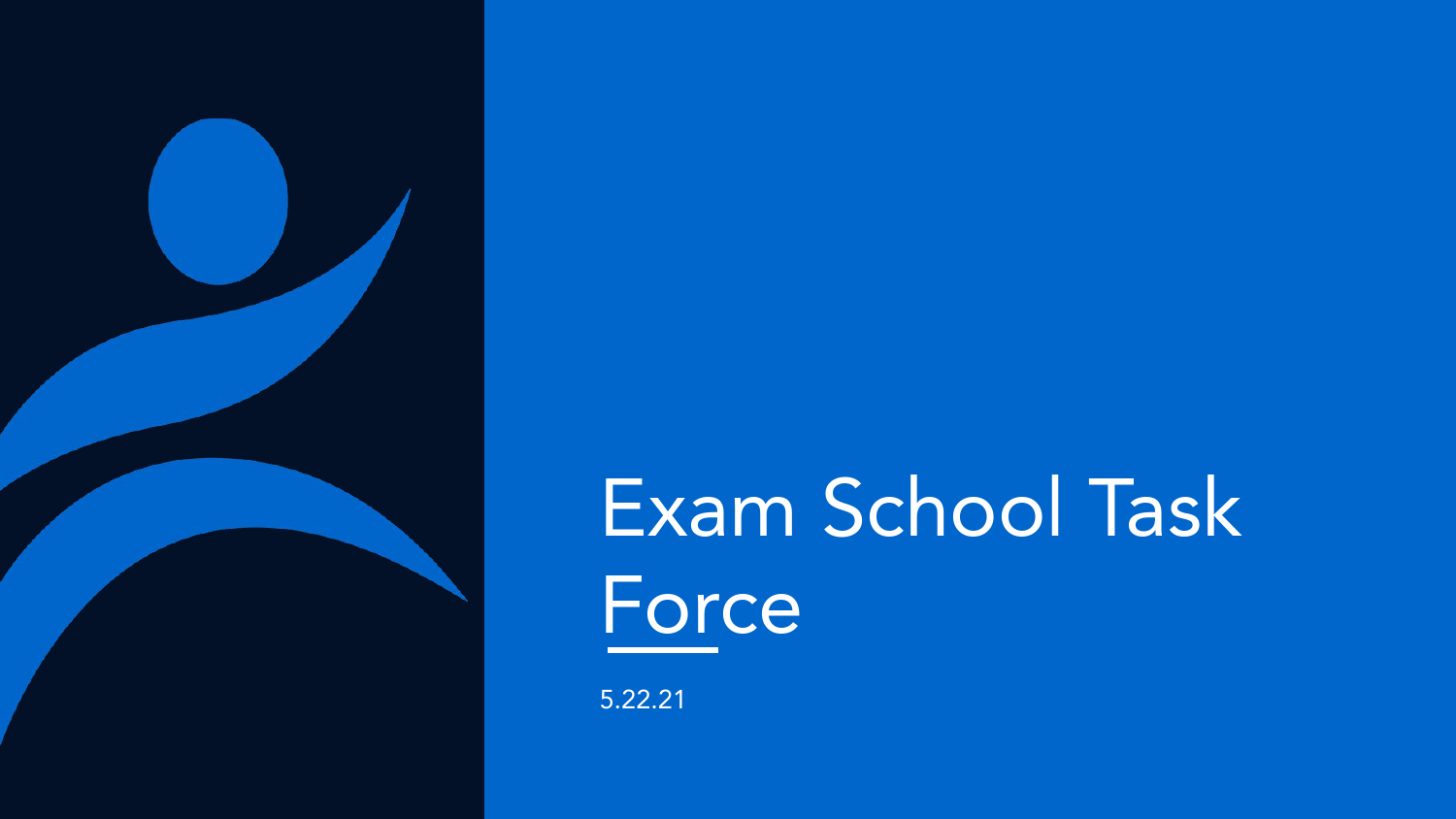# Exam School Task Force

5.22.21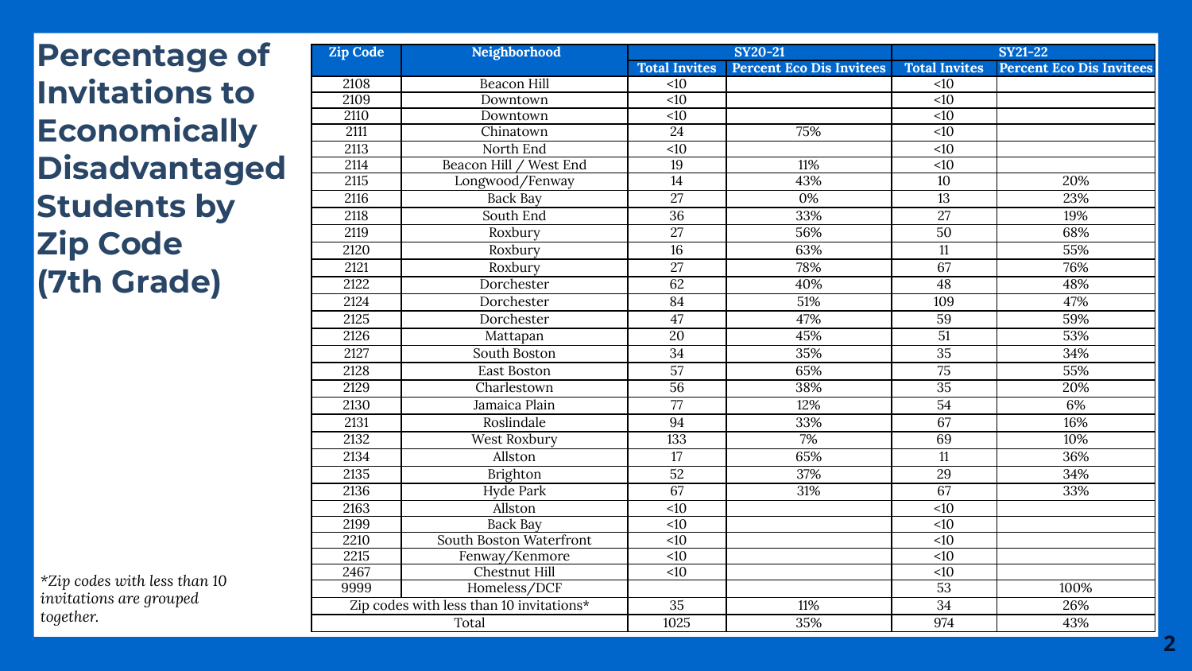# Percentage of Invitations to Economically Disadvantaged Students by Zip Code (7th Grade)

| Zip Code | Neighborhood | SY20-21 | | SY21-22 | |
|---|---|---|---|---|---|
| | | Total Invites | Percent Eco Dis Invitees | Total Invites | Percent Eco Dis Invitees |
| 2108 | Beacon Hill | <10 | | <10 | |
| 2109 | Downtown | <10 | | <10 | |
| 2110 | Downtown | <10 | | <10 | |
| 2111 | Chinatown | 24 | 75% | <10 | |
| 2113 | North End | <10 | | <10 | |
| 2114 | Beacon Hill / West End | 19 | 11% | <10 | |
| 2115 | Longwood/Fenway | 14 | 43% | 10 | 20% |
| 2116 | Back Bay | 27 | 0% | 13 | 23% |
| 2118 | South End | 36 | 33% | 27 | 19% |
| 2119 | Roxbury | 27 | 56% | 50 | 68% |
| 2120 | Roxbury | 16 | 63% | 11 | 55% |
| 2121 | Roxbury | 27 | 78% | 67 | 76% |
| 2122 | Dorchester | 62 | 40% | 48 | 48% |
| 2124 | Dorchester | 84 | 51% | 109 | 47% |
| 2125 | Dorchester | 47 | 47% | 59 | 59% |
| 2126 | Mattapan | 20 | 45% | 51 | 53% |
| 2127 | South Boston | 34 | 35% | 35 | 34% |
| 2128 | East Boston | 57 | 65% | 75 | 55% |
| 2129 | Charlestown | 56 | 38% | 35 | 20% |
| 2130 | Jamaica Plain | 77 | 12% | 54 | 6% |
| 2131 | Roslindale | 94 | 33% | 67 | 16% |
| 2132 | West Roxbury | 133 | 7% | 69 | 10% |
| 2134 | Allston | 17 | 65% | 11 | 36% |
| 2135 | Brighton | 52 | 37% | 29 | 34% |
| 2136 | Hyde Park | 67 | 31% | 67 | 33% |
| 2163 | Allston | <10 | | <10 | |
| 2199 | Back Bay | <10 | | <10 | |
| 2210 | South Boston Waterfront | <10 | | <10 | |
| 2215 | Fenway/Kenmore | <10 | | <10 | |
| 2467 | Chestnut Hill | <10 | | <10 | |
| 9999 | Homeless/DCF | | | 53 | 100% |
| Zip codes with less than 10 invitations* | | 35 | 11% | 34 | 26% |
| Total | | 1025 | 35% | 974 | 43% |

*Zip codes with less than 10 invitations are grouped together.*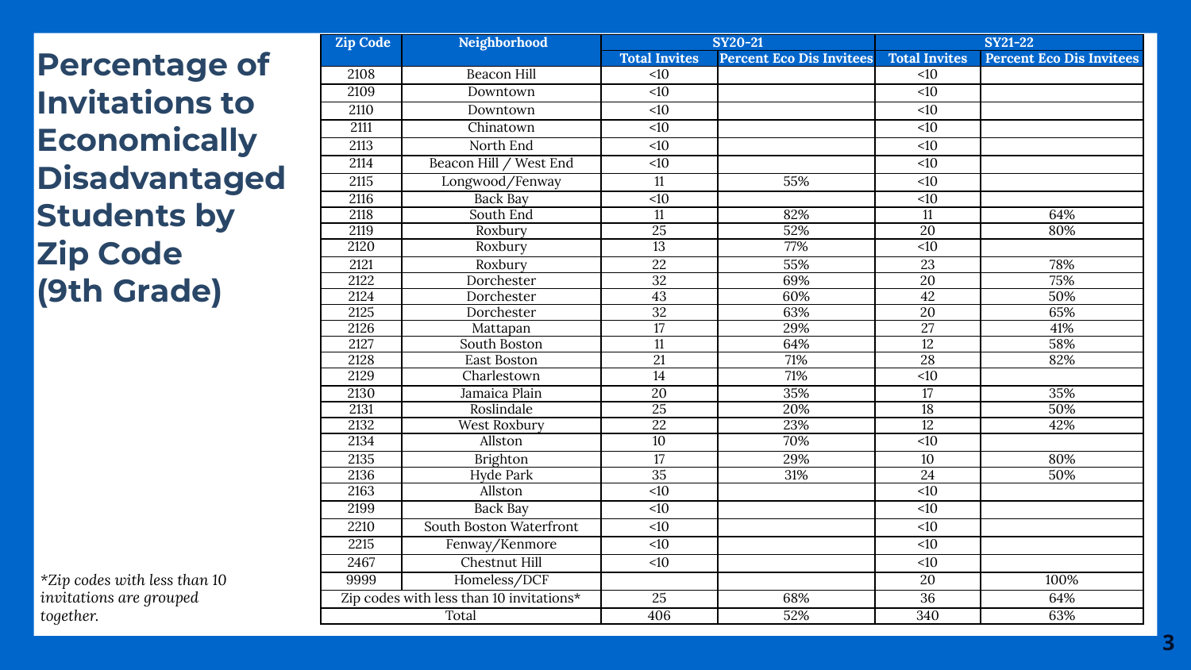# Percentage of Invitations to Economically Disadvantaged Students by Zip Code (9th Grade)

| Zip Code | Neighborhood | SY20-21 | | SY21-22 | |
|---|---|---|---|---|---|
| | | Total Invites | Percent Eco Dis Invitees | Total Invites | Percent Eco Dis Invitees |
| 2108 | Beacon Hill | <10 | | <10 | |
| 2109 | Downtown | <10 | | <10 | |
| 2110 | Downtown | <10 | | <10 | |
| 2111 | Chinatown | <10 | | <10 | |
| 2113 | North End | <10 | | <10 | |
| 2114 | Beacon Hill / West End | <10 | | <10 | |
| 2115 | Longwood/Fenway | 11 | 55% | <10 | |
| 2116 | Back Bay | <10 | | <10 | |
| 2118 | South End | 11 | 82% | 11 | 64% |
| 2119 | Roxbury | 25 | 52% | 20 | 80% |
| 2120 | Roxbury | 13 | 77% | <10 | |
| 2121 | Roxbury | 22 | 55% | 23 | 78% |
| 2122 | Dorchester | 32 | 69% | 20 | 75% |
| 2124 | Dorchester | 43 | 60% | 42 | 50% |
| 2125 | Dorchester | 32 | 63% | 20 | 65% |
| 2126 | Mattapan | 17 | 29% | 27 | 41% |
| 2127 | South Boston | 11 | 64% | 12 | 58% |
| 2128 | East Boston | 21 | 71% | 28 | 82% |
| 2129 | Charlestown | 14 | 71% | <10 | |
| 2130 | Jamaica Plain | 20 | 35% | 17 | 35% |
| 2131 | Roslindale | 25 | 20% | 18 | 50% |
| 2132 | West Roxbury | 22 | 23% | 12 | 42% |
| 2134 | Allston | 10 | 70% | <10 | |
| 2135 | Brighton | 17 | 29% | 10 | 80% |
| 2136 | Hyde Park | 35 | 31% | 24 | 50% |
| 2163 | Allston | <10 | | <10 | |
| 2199 | Back Bay | <10 | | <10 | |
| 2210 | South Boston Waterfront | <10 | | <10 | |
| 2215 | Fenway/Kenmore | <10 | | <10 | |
| 2467 | Chestnut Hill | <10 | | <10 | |
| 9999 | Homeless/DCF | | | 20 | 100% |
| Zip codes with less than 10 invitations* | | 25 | 68% | 36 | 64% |
| Total | | 406 | 52% | 340 | 63% |

*\*Zip codes with less than 10 invitations are grouped together.*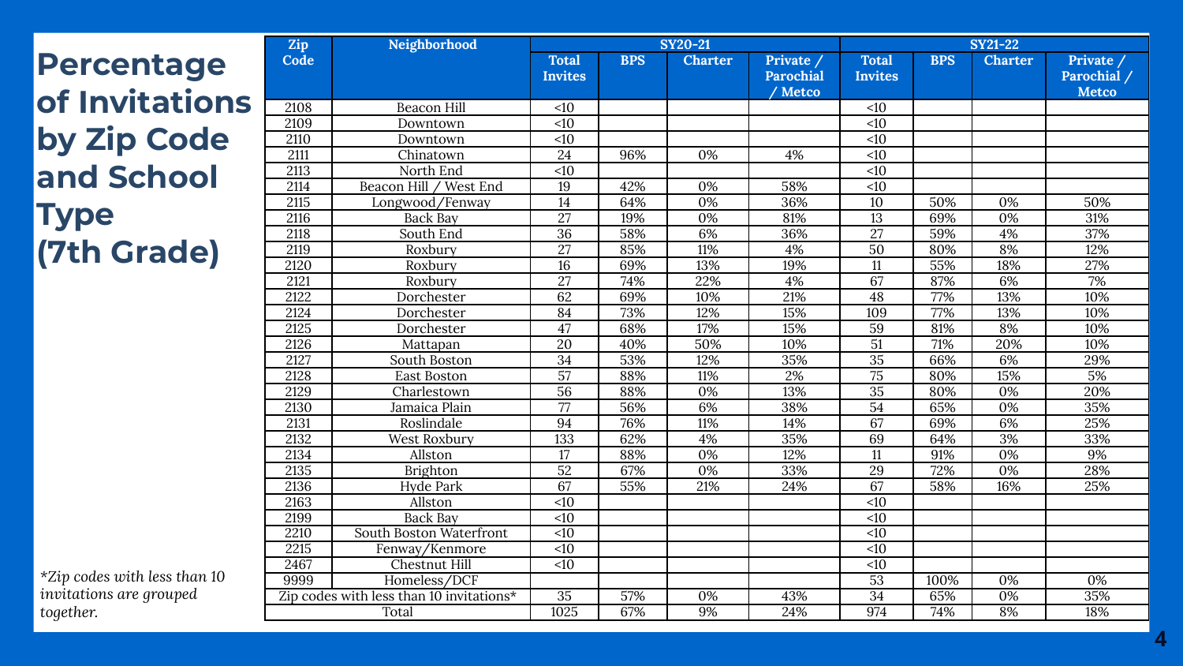# Percentage of Invitations by Zip Code and School Type (7th Grade)

| Zip Code | Neighborhood | SY20-21 | | | | SY21-22 | | | |
|---|---|---|---|---|---|---|---|---|---|
| | | Total Invites | BPS | Charter | Private / Parochial / Metco | Total Invites | BPS | Charter | Private / Parochial / Metco |
| 2108 | Beacon Hill | <10 | | | | <10 | | | |
| 2109 | Downtown | <10 | | | | <10 | | | |
| 2110 | Downtown | <10 | | | | <10 | | | |
| 2111 | Chinatown | 24 | 96% | 0% | 4% | <10 | | | |
| 2113 | North End | <10 | | | | <10 | | | |
| 2114 | Beacon Hill / West End | 19 | 42% | 0% | 58% | <10 | | | |
| 2115 | Longwood/Fenway | 14 | 64% | 0% | 36% | 10 | 50% | 0% | 50% |
| 2116 | Back Bay | 27 | 19% | 0% | 81% | 13 | 69% | 0% | 31% |
| 2118 | South End | 36 | 58% | 6% | 36% | 27 | 59% | 4% | 37% |
| 2119 | Roxbury | 27 | 85% | 11% | 4% | 50 | 80% | 8% | 12% |
| 2120 | Roxbury | 16 | 69% | 13% | 19% | 11 | 55% | 18% | 27% |
| 2121 | Roxbury | 27 | 74% | 22% | 4% | 67 | 87% | 6% | 7% |
| 2122 | Dorchester | 62 | 69% | 10% | 21% | 48 | 77% | 13% | 10% |
| 2124 | Dorchester | 84 | 73% | 12% | 15% | 109 | 77% | 13% | 10% |
| 2125 | Dorchester | 47 | 68% | 17% | 15% | 59 | 81% | 8% | 10% |
| 2126 | Mattapan | 20 | 40% | 50% | 10% | 51 | 71% | 20% | 10% |
| 2127 | South Boston | 34 | 53% | 12% | 35% | 35 | 66% | 6% | 29% |
| 2128 | East Boston | 57 | 88% | 11% | 2% | 75 | 80% | 15% | 5% |
| 2129 | Charlestown | 56 | 88% | 0% | 13% | 35 | 80% | 0% | 20% |
| 2130 | Jamaica Plain | 77 | 56% | 6% | 38% | 54 | 65% | 0% | 35% |
| 2131 | Roslindale | 94 | 76% | 11% | 14% | 67 | 69% | 6% | 25% |
| 2132 | West Roxbury | 133 | 62% | 4% | 35% | 69 | 64% | 3% | 33% |
| 2134 | Allston | 17 | 88% | 0% | 12% | 11 | 91% | 0% | 9% |
| 2135 | Brighton | 52 | 67% | 0% | 33% | 29 | 72% | 0% | 28% |
| 2136 | Hyde Park | 67 | 55% | 21% | 24% | 67 | 58% | 16% | 25% |
| 2163 | Allston | <10 | | | | <10 | | | |
| 2199 | Back Bay | <10 | | | | <10 | | | |
| 2210 | South Boston Waterfront | <10 | | | | <10 | | | |
| 2215 | Fenway/Kenmore | <10 | | | | <10 | | | |
| 2467 | Chestnut Hill | <10 | | | | <10 | | | |
| 9999 | Homeless/DCF | | | | | 53 | 100% | 0% | 0% |
| Zip codes with less than 10 invitations* | | 35 | 57% | 0% | 43% | 34 | 65% | 0% | 35% |
| Total | | 1025 | 67% | 9% | 24% | 974 | 74% | 8% | 18% |

*\*Zip codes with less than 10 invitations are grouped together.*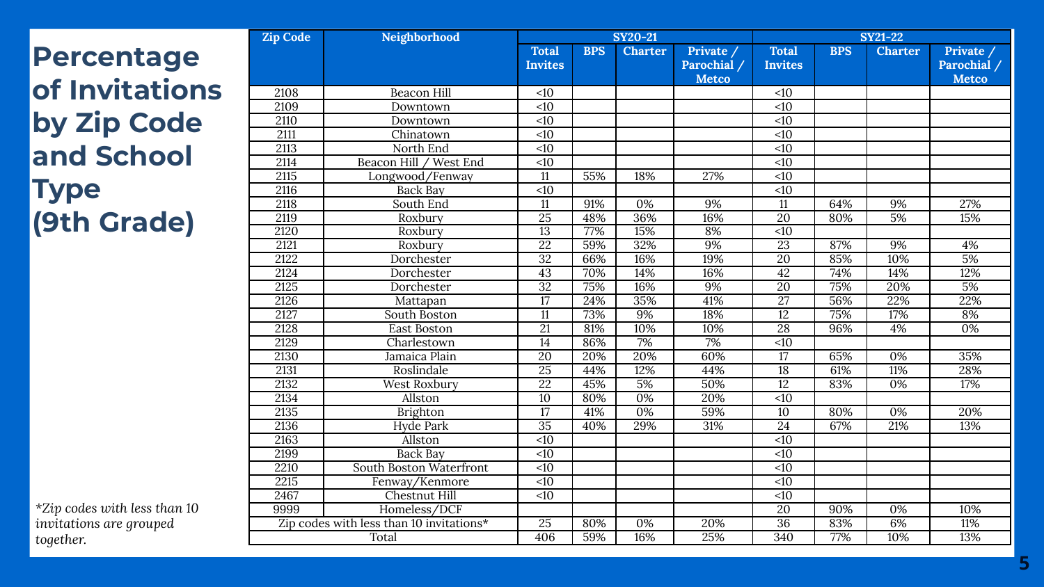# Percentage of Invitations by Zip Code and School Type (9th Grade)

| Zip Code | Neighborhood | SY20-21 | | | | SY21-22 | | | |
|---|---|---|---|---|---|---|---|---|---|
| | | Total Invites | BPS | Charter | Private / Parochial / Metco | Total Invites | BPS | Charter | Private / Parochial / Metco |
| 2108 | Beacon Hill | <10 | | | | <10 | | | |
| 2109 | Downtown | <10 | | | | <10 | | | |
| 2110 | Downtown | <10 | | | | <10 | | | |
| 2111 | Chinatown | <10 | | | | <10 | | | |
| 2113 | North End | <10 | | | | <10 | | | |
| 2114 | Beacon Hill / West End | <10 | | | | <10 | | | |
| 2115 | Longwood/Fenway | 11 | 55% | 18% | 27% | <10 | | | |
| 2116 | Back Bay | <10 | | | | <10 | | | |
| 2118 | South End | 11 | 91% | 0% | 9% | 11 | 64% | 9% | 27% |
| 2119 | Roxbury | 25 | 48% | 36% | 16% | 20 | 80% | 5% | 15% |
| 2120 | Roxbury | 13 | 77% | 15% | 8% | <10 | | | |
| 2121 | Roxbury | 22 | 59% | 32% | 9% | 23 | 87% | 9% | 4% |
| 2122 | Dorchester | 32 | 66% | 16% | 19% | 20 | 85% | 10% | 5% |
| 2124 | Dorchester | 43 | 70% | 14% | 16% | 42 | 74% | 14% | 12% |
| 2125 | Dorchester | 32 | 75% | 16% | 9% | 20 | 75% | 20% | 5% |
| 2126 | Mattapan | 17 | 24% | 35% | 41% | 27 | 56% | 22% | 22% |
| 2127 | South Boston | 11 | 73% | 9% | 18% | 12 | 75% | 17% | 8% |
| 2128 | East Boston | 21 | 81% | 10% | 10% | 28 | 96% | 4% | 0% |
| 2129 | Charlestown | 14 | 86% | 7% | 7% | <10 | | | |
| 2130 | Jamaica Plain | 20 | 20% | 20% | 60% | 17 | 65% | 0% | 35% |
| 2131 | Roslindale | 25 | 44% | 12% | 44% | 18 | 61% | 11% | 28% |
| 2132 | West Roxbury | 22 | 45% | 5% | 50% | 12 | 83% | 0% | 17% |
| 2134 | Allston | 10 | 80% | 0% | 20% | <10 | | | |
| 2135 | Brighton | 17 | 41% | 0% | 59% | 10 | 80% | 0% | 20% |
| 2136 | Hyde Park | 35 | 40% | 29% | 31% | 24 | 67% | 21% | 13% |
| 2163 | Allston | <10 | | | | <10 | | | |
| 2199 | Back Bay | <10 | | | | <10 | | | |
| 2210 | South Boston Waterfront | <10 | | | | <10 | | | |
| 2215 | Fenway/Kenmore | <10 | | | | <10 | | | |
| 2467 | Chestnut Hill | <10 | | | | <10 | | | |
| 9999 | Homeless/DCF | | | | | 20 | 90% | 0% | 10% |
| Zip codes with less than 10 invitations* | | 25 | 80% | 0% | 20% | 36 | 83% | 6% | 11% |
| Total | | 406 | 59% | 16% | 25% | 340 | 77% | 10% | 13% |

*\*Zip codes with less than 10 invitations are grouped together.*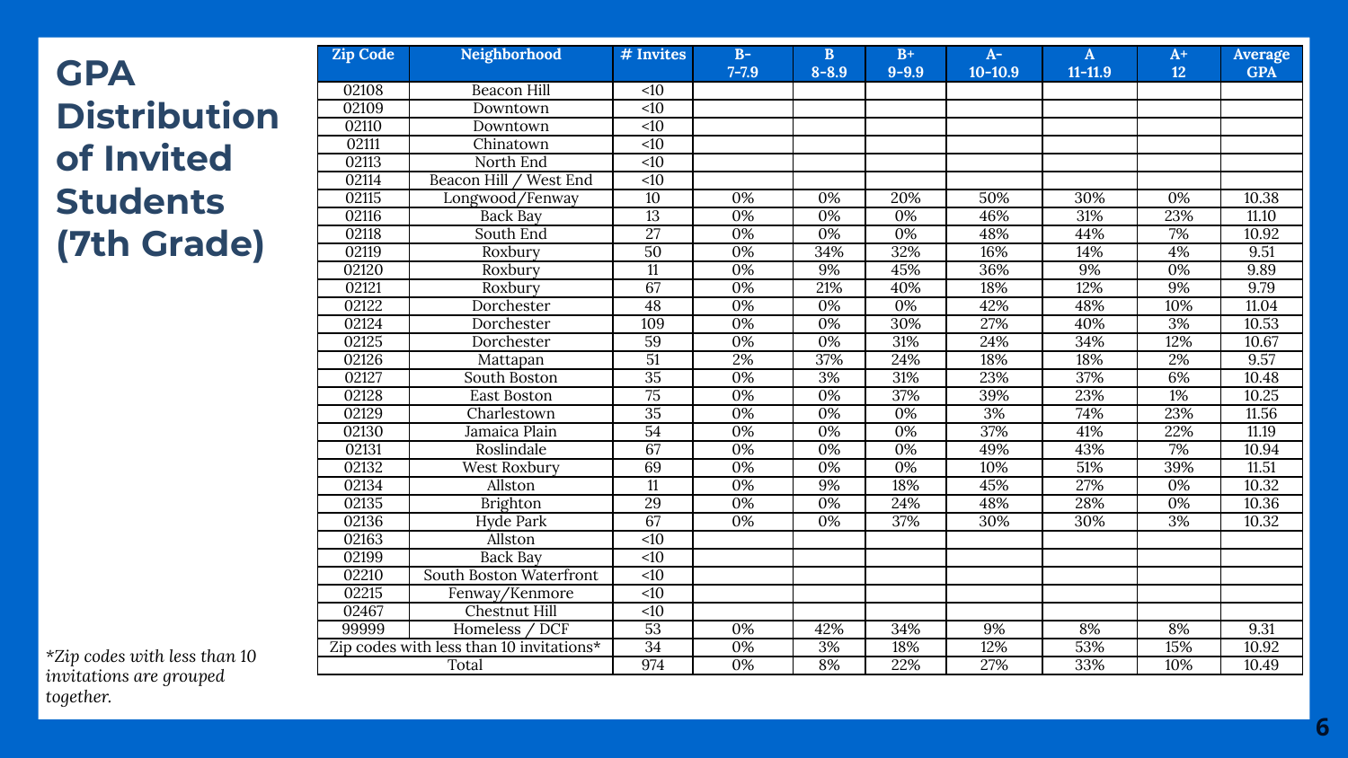# GPA Distribution of Invited Students (7th Grade)

| Zip Code | Neighborhood | # Invites | B- 7-7.9 | B 8-8.9 | B+ 9-9.9 | A- 10-10.9 | A 11-11.9 | A+ 12 | Average GPA |
|---|---|---|---|---|---|---|---|---|---|
| 02108 | Beacon Hill | <10 | | | | | | | |
| 02109 | Downtown | <10 | | | | | | | |
| 02110 | Downtown | <10 | | | | | | | |
| 02111 | Chinatown | <10 | | | | | | | |
| 02113 | North End | <10 | | | | | | | |
| 02114 | Beacon Hill / West End | <10 | | | | | | | |
| 02115 | Longwood/Fenway | 10 | 0% | 0% | 20% | 50% | 30% | 0% | 10.38 |
| 02116 | Back Bay | 13 | 0% | 0% | 0% | 46% | 31% | 23% | 11.10 |
| 02118 | South End | 27 | 0% | 0% | 0% | 48% | 44% | 7% | 10.92 |
| 02119 | Roxbury | 50 | 0% | 34% | 32% | 16% | 14% | 4% | 9.51 |
| 02120 | Roxbury | 11 | 0% | 9% | 45% | 36% | 9% | 0% | 9.89 |
| 02121 | Roxbury | 67 | 0% | 21% | 40% | 18% | 12% | 9% | 9.79 |
| 02122 | Dorchester | 48 | 0% | 0% | 0% | 42% | 48% | 10% | 11.04 |
| 02124 | Dorchester | 109 | 0% | 0% | 30% | 27% | 40% | 3% | 10.53 |
| 02125 | Dorchester | 59 | 0% | 0% | 31% | 24% | 34% | 12% | 10.67 |
| 02126 | Mattapan | 51 | 2% | 37% | 24% | 18% | 18% | 2% | 9.57 |
| 02127 | South Boston | 35 | 0% | 3% | 31% | 23% | 37% | 6% | 10.48 |
| 02128 | East Boston | 75 | 0% | 0% | 37% | 39% | 23% | 1% | 10.25 |
| 02129 | Charlestown | 35 | 0% | 0% | 0% | 3% | 74% | 23% | 11.56 |
| 02130 | Jamaica Plain | 54 | 0% | 0% | 0% | 37% | 41% | 22% | 11.19 |
| 02131 | Roslindale | 67 | 0% | 0% | 0% | 49% | 43% | 7% | 10.94 |
| 02132 | West Roxbury | 69 | 0% | 0% | 0% | 10% | 51% | 39% | 11.51 |
| 02134 | Allston | 11 | 0% | 9% | 18% | 45% | 27% | 0% | 10.32 |
| 02135 | Brighton | 29 | 0% | 0% | 24% | 48% | 28% | 0% | 10.36 |
| 02136 | Hyde Park | 67 | 0% | 0% | 37% | 30% | 30% | 3% | 10.32 |
| 02163 | Allston | <10 | | | | | | | |
| 02199 | Back Bay | <10 | | | | | | | |
| 02210 | South Boston Waterfront | <10 | | | | | | | |
| 02215 | Fenway/Kenmore | <10 | | | | | | | |
| 02467 | Chestnut Hill | <10 | | | | | | | |
| 99999 | Homeless / DCF | 53 | 0% | 42% | 34% | 9% | 8% | 8% | 9.31 |
| Zip codes with less than 10 invitations* | | 34 | 0% | 3% | 18% | 12% | 53% | 15% | 10.92 |
| Total | | 974 | 0% | 8% | 22% | 27% | 33% | 10% | 10.49 |

*\*Zip codes with less than 10 invitations are grouped together.*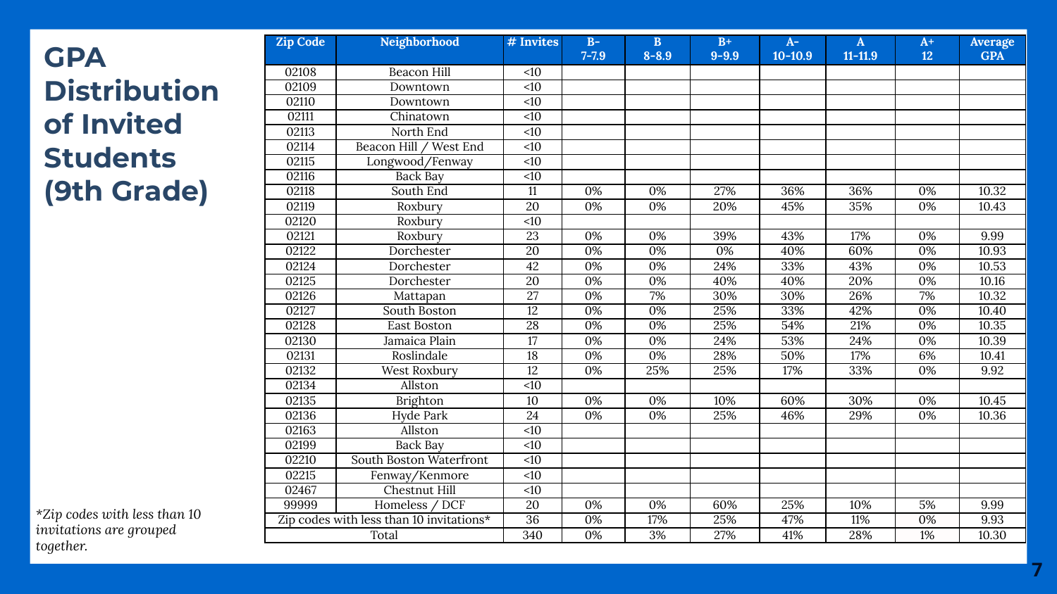# GPA Distribution of Invited Students (9th Grade)

| Zip Code | Neighborhood | # Invites | B- 7-7.9 | B 8-8.9 | B+ 9-9.9 | A- 10-10.9 | A 11-11.9 | A+ 12 | Average GPA |
|---|---|---|---|---|---|---|---|---|---|
| 02108 | Beacon Hill | <10 | | | | | | | |
| 02109 | Downtown | <10 | | | | | | | |
| 02110 | Downtown | <10 | | | | | | | |
| 02111 | Chinatown | <10 | | | | | | | |
| 02113 | North End | <10 | | | | | | | |
| 02114 | Beacon Hill / West End | <10 | | | | | | | |
| 02115 | Longwood/Fenway | <10 | | | | | | | |
| 02116 | Back Bay | <10 | | | | | | | |
| 02118 | South End | 11 | 0% | 0% | 27% | 36% | 36% | 0% | 10.32 |
| 02119 | Roxbury | 20 | 0% | 0% | 20% | 45% | 35% | 0% | 10.43 |
| 02120 | Roxbury | <10 | | | | | | | |
| 02121 | Roxbury | 23 | 0% | 0% | 39% | 43% | 17% | 0% | 9.99 |
| 02122 | Dorchester | 20 | 0% | 0% | 0% | 40% | 60% | 0% | 10.93 |
| 02124 | Dorchester | 42 | 0% | 0% | 24% | 33% | 43% | 0% | 10.53 |
| 02125 | Dorchester | 20 | 0% | 0% | 40% | 40% | 20% | 0% | 10.16 |
| 02126 | Mattapan | 27 | 0% | 7% | 30% | 30% | 26% | 7% | 10.32 |
| 02127 | South Boston | 12 | 0% | 0% | 25% | 33% | 42% | 0% | 10.40 |
| 02128 | East Boston | 28 | 0% | 0% | 25% | 54% | 21% | 0% | 10.35 |
| 02130 | Jamaica Plain | 17 | 0% | 0% | 24% | 53% | 24% | 0% | 10.39 |
| 02131 | Roslindale | 18 | 0% | 0% | 28% | 50% | 17% | 6% | 10.41 |
| 02132 | West Roxbury | 12 | 0% | 25% | 25% | 17% | 33% | 0% | 9.92 |
| 02134 | Allston | <10 | | | | | | | |
| 02135 | Brighton | 10 | 0% | 0% | 10% | 60% | 30% | 0% | 10.45 |
| 02136 | Hyde Park | 24 | 0% | 0% | 25% | 46% | 29% | 0% | 10.36 |
| 02163 | Allston | <10 | | | | | | | |
| 02199 | Back Bay | <10 | | | | | | | |
| 02210 | South Boston Waterfront | <10 | | | | | | | |
| 02215 | Fenway/Kenmore | <10 | | | | | | | |
| 02467 | Chestnut Hill | <10 | | | | | | | |
| 99999 | Homeless / DCF | 20 | 0% | 0% | 60% | 25% | 10% | 5% | 9.99 |
| Zip codes with less than 10 invitations* | | 36 | 0% | 17% | 25% | 47% | 11% | 0% | 9.93 |
| Total | | 340 | 0% | 3% | 27% | 41% | 28% | 1% | 10.30 |

*\*Zip codes with less than 10 invitations are grouped together.*